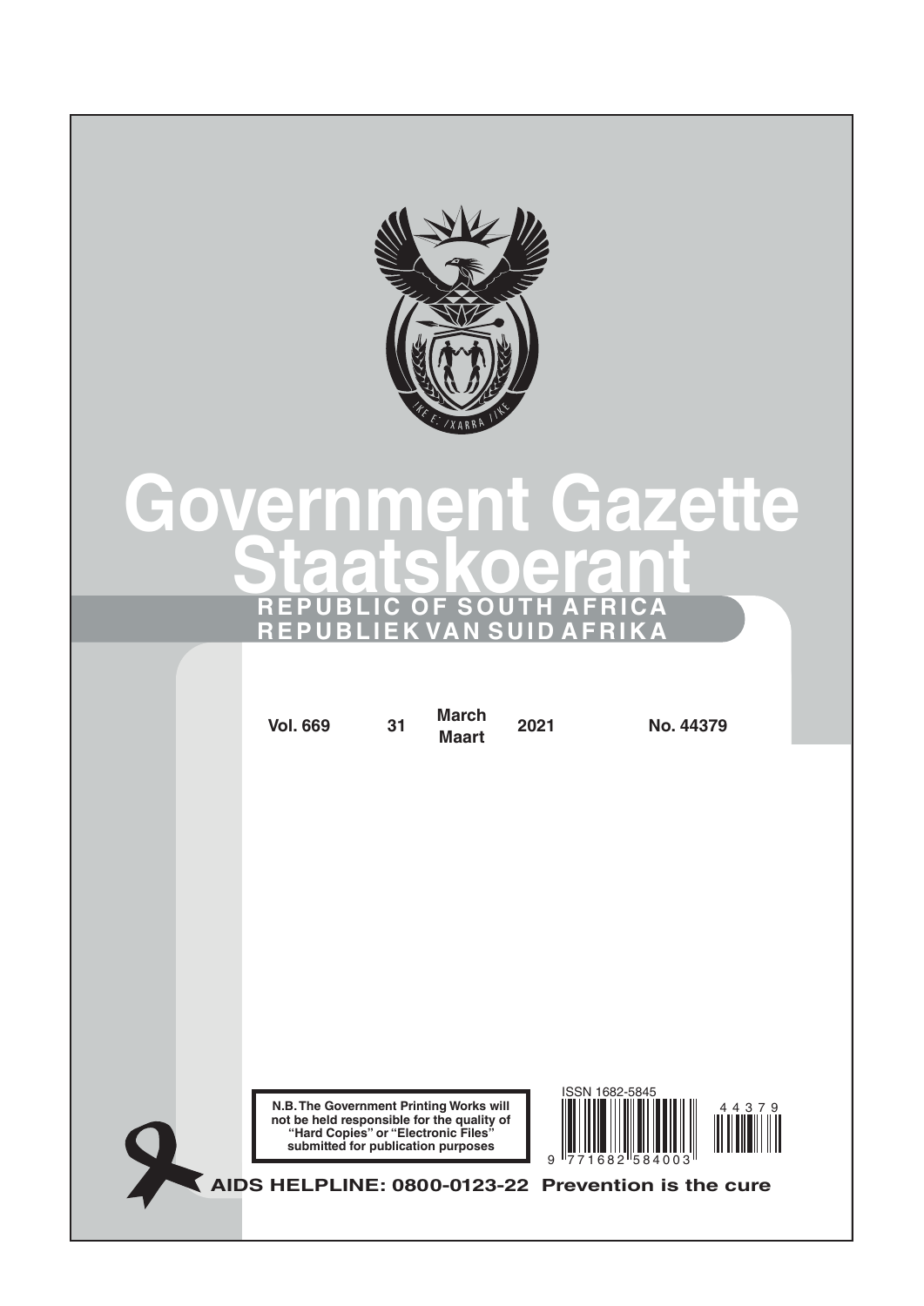# Government Gazette
# Staatskoerant

**REPUBLIC OF SOUTH AFRICA**
**REPUBLIEK VAN SUID AFRIKA**

| | | | | |
|---|---|---|---|---|
| **Vol. 669** | **31** | **March Maart** | **2021** | **No. 44379** |

**N.B. The Government Printing Works will not be held responsible for the quality of "Hard Copies" or "Electronic Files" submitted for publication purposes**

ISSN 1682-5845

**AIDS HELPLINE: 0800-0123-22 Prevention is the cure**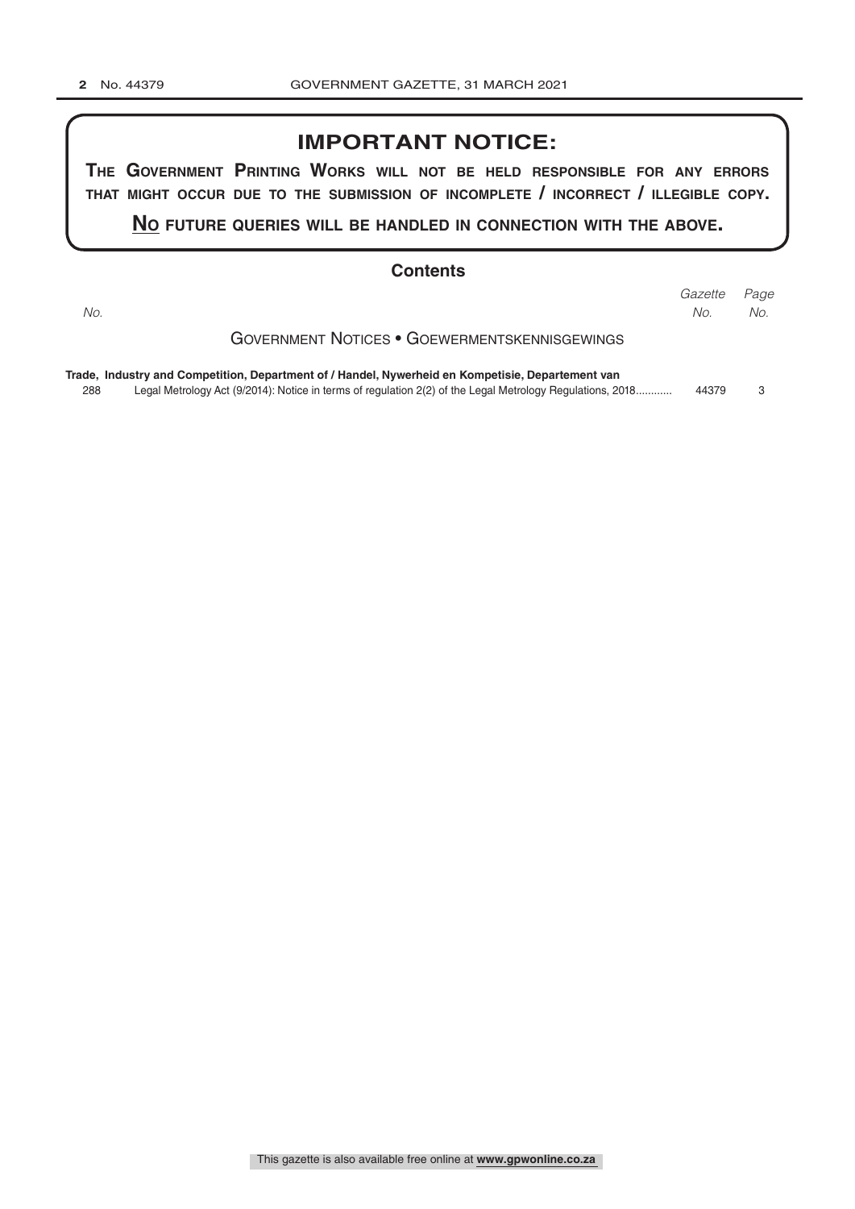## IMPORTANT NOTICE:

**THE GOVERNMENT PRINTING WORKS WILL NOT BE HELD RESPONSIBLE FOR ANY ERRORS THAT MIGHT OCCUR DUE TO THE SUBMISSION OF INCOMPLETE / INCORRECT / ILLEGIBLE COPY.**

**NO FUTURE QUERIES WILL BE HANDLED IN CONNECTION WITH THE ABOVE.**

## Contents

| *No.* | | *Gazette No.* | *Page No.* |
|---|---|---|---|
| | GOVERNMENT NOTICES • GOEWERMENTSKENNISGEWINGS | | |
| | **Trade, Industry and Competition, Department of / Handel, Nywerheid en Kompetisie, Departement van** | | |
| 288 | Legal Metrology Act (9/2014): Notice in terms of regulation 2(2) of the Legal Metrology Regulations, 2018........... | 44379 | 3 |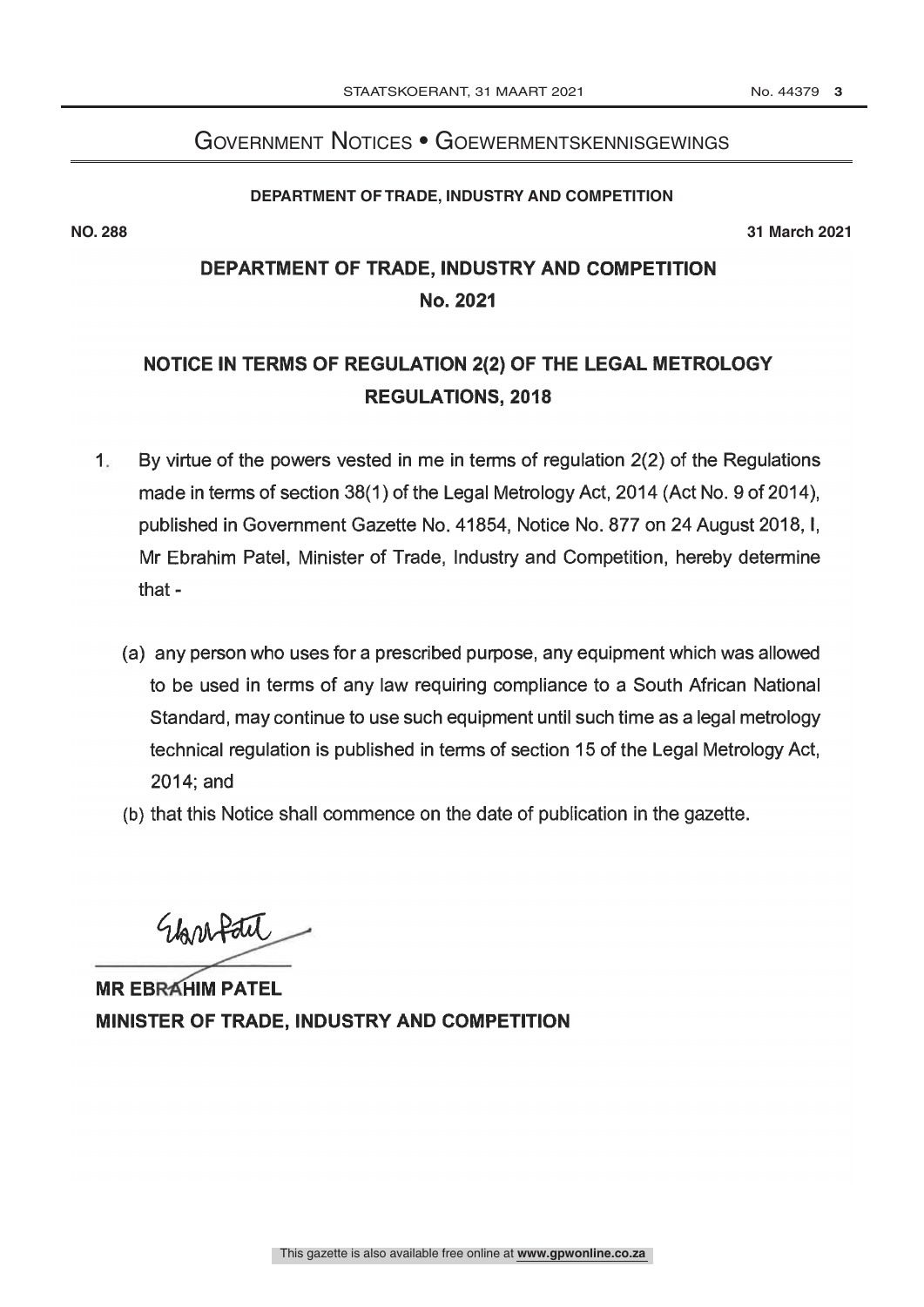# Government Notices • Goewermentskennisgewings

**DEPARTMENT OF TRADE, INDUSTRY AND COMPETITION**

**NO. 288** **31 March 2021**

## DEPARTMENT OF TRADE, INDUSTRY AND COMPETITION

**No. 2021**

## NOTICE IN TERMS OF REGULATION 2(2) OF THE LEGAL METROLOGY REGULATIONS, 2018

1. By virtue of the powers vested in me in terms of regulation 2(2) of the Regulations made in terms of section 38(1) of the Legal Metrology Act, 2014 (Act No. 9 of 2014), published in Government Gazette No. 41854, Notice No. 877 on 24 August 2018, I, Mr Ebrahim Patel, Minister of Trade, Industry and Competition, hereby determine that -

   (a) any person who uses for a prescribed purpose, any equipment which was allowed to be used in terms of any law requiring compliance to a South African National Standard, may continue to use such equipment until such time as a legal metrology technical regulation is published in terms of section 15 of the Legal Metrology Act, 2014; and

   (b) that this Notice shall commence on the date of publication in the gazette.

**MR EBRAHIM PATEL**
**MINISTER OF TRADE, INDUSTRY AND COMPETITION**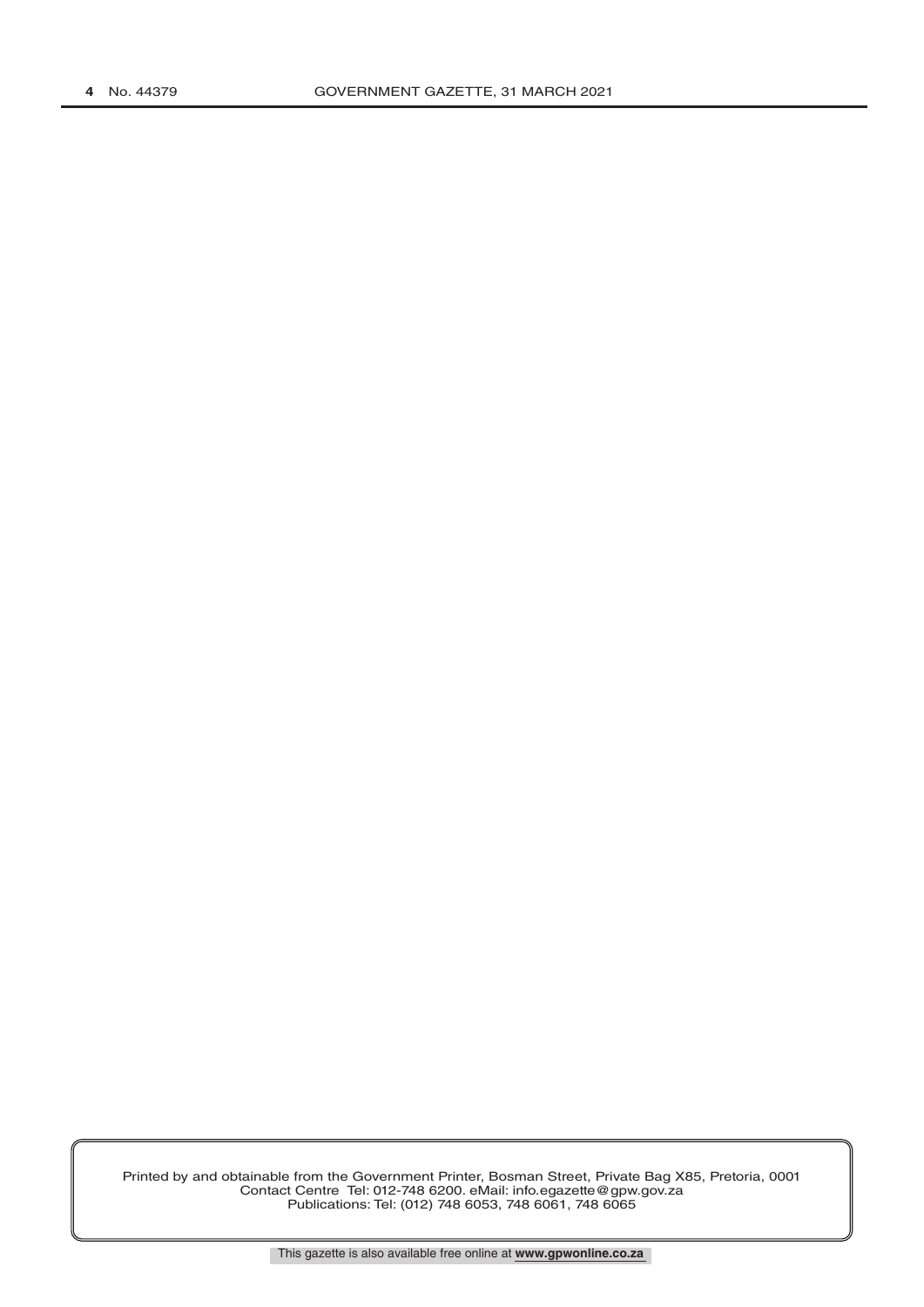Printed by and obtainable from the Government Printer, Bosman Street, Private Bag X85, Pretoria, 0001
Contact Centre Tel: 012-748 6200. eMail: info.egazette@gpw.gov.za
Publications: Tel: (012) 748 6053, 748 6061, 748 6065

This gazette is also available free online at **www.gpwonline.co.za**